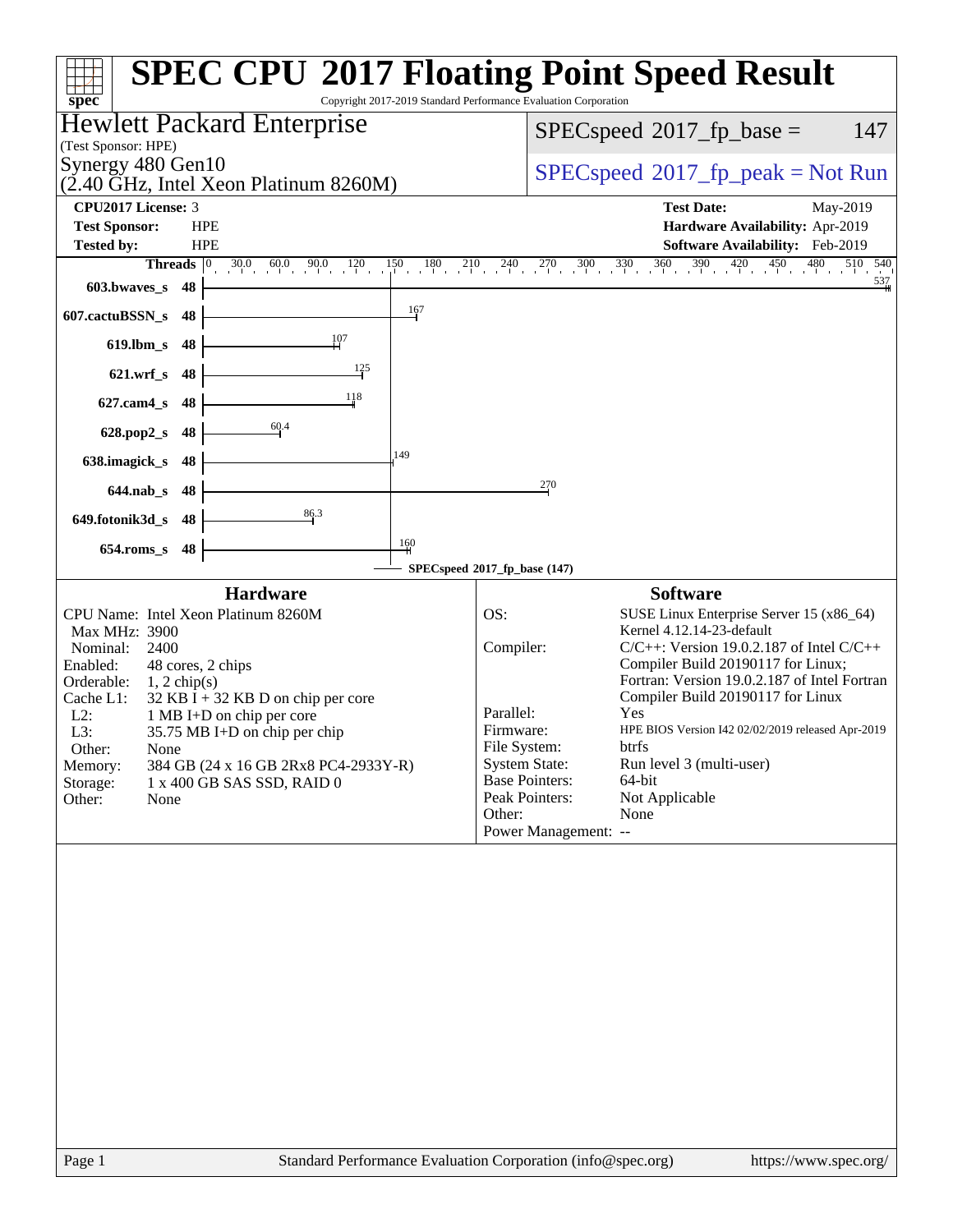# SPEC CPU 2017 Floating Point Speed Result

Copyright 2017-2019 Standard Performance Evaluation Corporation

**Hewlett Packard Enterprise**
(Test Sponsor: HPE)
Synergy 480 Gen10
(2.40 GHz, Intel Xeon Platinum 8260M)

SPECspeed 2017_fp_base = 147

SPECspeed 2017_fp_peak = Not Run

| | | | |
|---|---|---|---|
| **CPU2017 License:** | 3 | **Test Date:** | May-2019 |
| **Test Sponsor:** | HPE | **Hardware Availability:** | Apr-2019 |
| **Tested by:** | HPE | **Software Availability:** | Feb-2019 |

| Benchmark | Threads | Base Result |
|---|---|---|
| 603.bwaves_s | 48 | 537 |
| 607.cactuBSSN_s | 48 | 167 |
| 619.lbm_s | 48 | 107 |
| 621.wrf_s | 48 | 125 |
| 627.cam4_s | 48 | 118 |
| 628.pop2_s | 48 | 60.4 |
| 638.imagick_s | 48 | 149 |
| 644.nab_s | 48 | 270 |
| 649.fotonik3d_s | 48 | 86.3 |
| 654.roms_s | 48 | 160 |

SPECspeed 2017_fp_base (147)

## Hardware

| | |
|---|---|
| CPU Name: | Intel Xeon Platinum 8260M |
| Max MHz: | 3900 |
| Nominal: | 2400 |
| Enabled: | 48 cores, 2 chips |
| Orderable: | 1, 2 chip(s) |
| Cache L1: | 32 KB I + 32 KB D on chip per core |
| L2: | 1 MB I+D on chip per core |
| L3: | 35.75 MB I+D on chip per chip |
| Other: | None |
| Memory: | 384 GB (24 x 16 GB 2Rx8 PC4-2933Y-R) |
| Storage: | 1 x 400 GB SAS SSD, RAID 0 |
| Other: | None |

## Software

| | |
|---|---|
| OS: | SUSE Linux Enterprise Server 15 (x86_64) Kernel 4.12.14-23-default |
| Compiler: | C/C++: Version 19.0.2.187 of Intel C/C++ Compiler Build 20190117 for Linux; Fortran: Version 19.0.2.187 of Intel Fortran Compiler Build 20190117 for Linux |
| Parallel: | Yes |
| Firmware: | HPE BIOS Version I42 02/02/2019 released Apr-2019 |
| File System: | btrfs |
| System State: | Run level 3 (multi-user) |
| Base Pointers: | 64-bit |
| Peak Pointers: | Not Applicable |
| Other: | None |
| Power Management: | -- |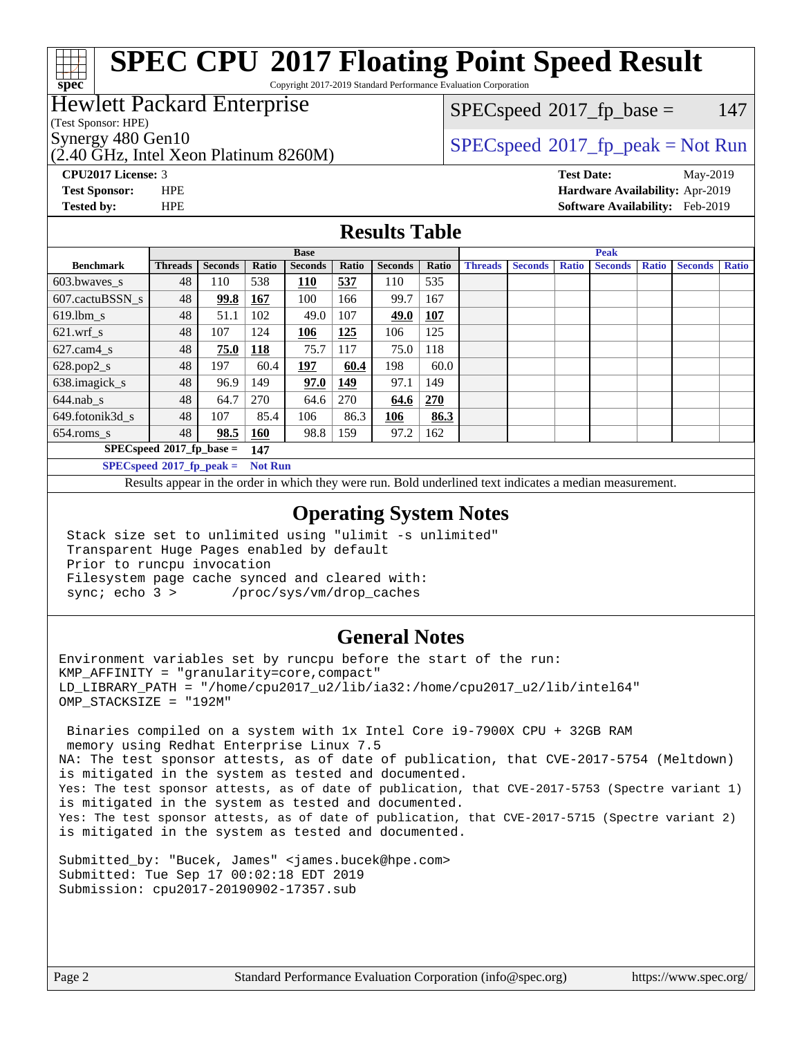# SPEC CPU 2017 Floating Point Speed Result

Copyright 2017-2019 Standard Performance Evaluation Corporation

**Hewlett Packard Enterprise**
(Test Sponsor: HPE)
Synergy 480 Gen10
(2.40 GHz, Intel Xeon Platinum 8260M)

SPECspeed 2017_fp_base = 147

SPECspeed 2017_fp_peak = Not Run

**CPU2017 License:** 3
**Test Sponsor:** HPE
**Tested by:** HPE

**Test Date:** May-2019
**Hardware Availability:** Apr-2019
**Software Availability:** Feb-2019

## Results Table

| Benchmark | Base | | | | | | | Peak | | | | | | |
|---|---|---|---|---|---|---|---|---|---|---|---|---|---|---|
| | Threads | Seconds | Ratio | Seconds | Ratio | Seconds | Ratio | Threads | Seconds | Ratio | Seconds | Ratio | Seconds | Ratio |
| 603.bwaves_s | 48 | 110 | 538 | **110** | **537** | 110 | 535 | | | | | | | |
| 607.cactuBSSN_s | 48 | **99.8** | **167** | 100 | 166 | 99.7 | 167 | | | | | | | |
| 619.lbm_s | 48 | 51.1 | 102 | 49.0 | 107 | **49.0** | **107** | | | | | | | |
| 621.wrf_s | 48 | 107 | 124 | **106** | **125** | 106 | 125 | | | | | | | |
| 627.cam4_s | 48 | **75.0** | **118** | 75.7 | 117 | 75.0 | 118 | | | | | | | |
| 628.pop2_s | 48 | 197 | 60.4 | **197** | **60.4** | 198 | 60.0 | | | | | | | |
| 638.imagick_s | 48 | 96.9 | 149 | **97.0** | **149** | 97.1 | 149 | | | | | | | |
| 644.nab_s | 48 | 64.7 | 270 | 64.6 | 270 | **64.6** | **270** | | | | | | | |
| 649.fotonik3d_s | 48 | 107 | 85.4 | 106 | 86.3 | **106** | **86.3** | | | | | | | |
| 654.roms_s | 48 | **98.5** | **160** | 98.8 | 159 | 97.2 | 162 | | | | | | | |

**SPECspeed 2017_fp_base = 147**

**SPECspeed 2017_fp_peak = Not Run**

Results appear in the order in which they were run. Bold underlined text indicates a median measurement.

## Operating System Notes

```
Stack size set to unlimited using "ulimit -s unlimited"
Transparent Huge Pages enabled by default
Prior to runcpu invocation
Filesystem page cache synced and cleared with:
sync; echo 3 >       /proc/sys/vm/drop_caches
```

## General Notes

```
Environment variables set by runcpu before the start of the run:
KMP_AFFINITY = "granularity=core,compact"
LD_LIBRARY_PATH = "/home/cpu2017_u2/lib/ia32:/home/cpu2017_u2/lib/intel64"
OMP_STACKSIZE = "192M"

 Binaries compiled on a system with 1x Intel Core i9-7900X CPU + 32GB RAM
 memory using Redhat Enterprise Linux 7.5
NA: The test sponsor attests, as of date of publication, that CVE-2017-5754 (Meltdown)
is mitigated in the system as tested and documented.
Yes: The test sponsor attests, as of date of publication, that CVE-2017-5753 (Spectre variant 1)
is mitigated in the system as tested and documented.
Yes: The test sponsor attests, as of date of publication, that CVE-2017-5715 (Spectre variant 2)
is mitigated in the system as tested and documented.

Submitted_by: "Bucek, James" <james.bucek@hpe.com>
Submitted: Tue Sep 17 00:02:18 EDT 2019
Submission: cpu2017-20190902-17357.sub
```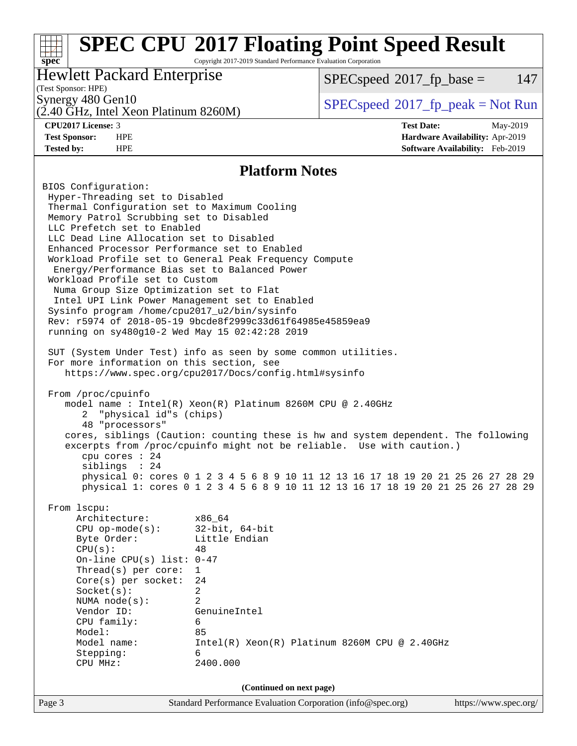# SPEC CPU 2017 Floating Point Speed Result

Copyright 2017-2019 Standard Performance Evaluation Corporation

**Hewlett Packard Enterprise**
(Test Sponsor: HPE)
Synergy 480 Gen10
(2.40 GHz, Intel Xeon Platinum 8260M)

SPECspeed 2017_fp_base = 147
SPECspeed 2017_fp_peak = Not Run

| | | | |
|---|---|---|---|
| **CPU2017 License:** | 3 | **Test Date:** | May-2019 |
| **Test Sponsor:** | HPE | **Hardware Availability:** | Apr-2019 |
| **Tested by:** | HPE | **Software Availability:** | Feb-2019 |

## Platform Notes

```
BIOS Configuration:
 Hyper-Threading set to Disabled
 Thermal Configuration set to Maximum Cooling
 Memory Patrol Scrubbing set to Disabled
 LLC Prefetch set to Enabled
 LLC Dead Line Allocation set to Disabled
 Enhanced Processor Performance set to Enabled
 Workload Profile set to General Peak Frequency Compute
  Energy/Performance Bias set to Balanced Power
 Workload Profile set to Custom
  Numa Group Size Optimization set to Flat
  Intel UPI Link Power Management set to Enabled
 Sysinfo program /home/cpu2017_u2/bin/sysinfo
 Rev: r5974 of 2018-05-19 9bcde8f2999c33d61f64985e45859ea9
 running on sy480g10-2 Wed May 15 02:42:28 2019

 SUT (System Under Test) info as seen by some common utilities.
 For more information on this section, see
    https://www.spec.org/cpu2017/Docs/config.html#sysinfo

 From /proc/cpuinfo
    model name : Intel(R) Xeon(R) Platinum 8260M CPU @ 2.40GHz
       2  "physical id"s (chips)
       48 "processors"
    cores, siblings (Caution: counting these is hw and system dependent. The following
    excerpts from /proc/cpuinfo might not be reliable.  Use with caution.)
       cpu cores : 24
       siblings  : 24
       physical 0: cores 0 1 2 3 4 5 6 8 9 10 11 12 13 16 17 18 19 20 21 25 26 27 28 29
       physical 1: cores 0 1 2 3 4 5 6 8 9 10 11 12 13 16 17 18 19 20 21 25 26 27 28 29

 From lscpu:
      Architecture:        x86_64
      CPU op-mode(s):      32-bit, 64-bit
      Byte Order:          Little Endian
      CPU(s):              48
      On-line CPU(s) list: 0-47
      Thread(s) per core:  1
      Core(s) per socket:  24
      Socket(s):           2
      NUMA node(s):        2
      Vendor ID:           GenuineIntel
      CPU family:          6
      Model:               85
      Model name:          Intel(R) Xeon(R) Platinum 8260M CPU @ 2.40GHz
      Stepping:            6
      CPU MHz:             2400.000
```

(Continued on next page)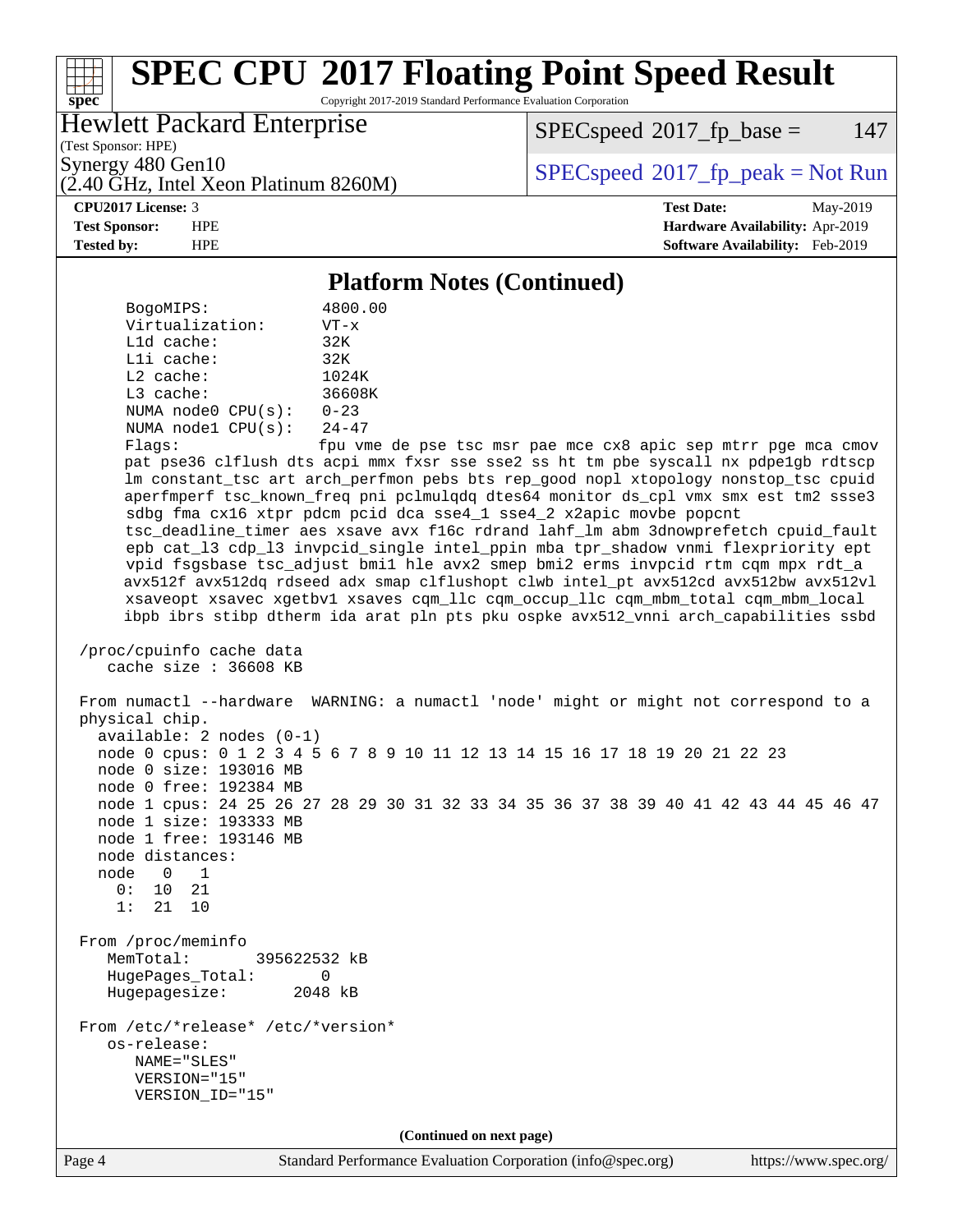## Platform Notes (Continued)

```
      BogoMIPS:              4800.00
      Virtualization:        VT-x
      L1d cache:             32K
      L1i cache:             32K
      L2 cache:              1024K
      L3 cache:              36608K
      NUMA node0 CPU(s):     0-23
      NUMA node1 CPU(s):     24-47
      Flags:                 fpu vme de pse tsc msr pae mce cx8 apic sep mtrr pge mca cmov
      pat pse36 clflush dts acpi mmx fxsr sse sse2 ss ht tm pbe syscall nx pdpe1gb rdtscp
      lm constant_tsc art arch_perfmon pebs bts rep_good nopl xtopology nonstop_tsc cpuid
      aperfmperf tsc_known_freq pni pclmulqdq dtes64 monitor ds_cpl vmx smx est tm2 ssse3
      sdbg fma cx16 xtpr pdcm pcid dca sse4_1 sse4_2 x2apic movbe popcnt
      tsc_deadline_timer aes xsave avx f16c rdrand lahf_lm abm 3dnowprefetch cpuid_fault
      epb cat_l3 cdp_l3 invpcid_single intel_ppin mba tpr_shadow vnmi flexpriority ept
      vpid fsgsbase tsc_adjust bmi1 hle avx2 smep bmi2 erms invpcid rtm cqm mpx rdt_a
      avx512f avx512dq rdseed adx smap clflushopt clwb intel_pt avx512cd avx512bw avx512vl
      xsaveopt xsavec xgetbv1 xsaves cqm_llc cqm_occup_llc cqm_mbm_total cqm_mbm_local
      ibpb ibrs stibp dtherm ida arat pln pts pku ospke avx512_vnni arch_capabilities ssbd

 /proc/cpuinfo cache data
    cache size : 36608 KB

 From numactl --hardware  WARNING: a numactl 'node' might or might not correspond to a
 physical chip.
   available: 2 nodes (0-1)
   node 0 cpus: 0 1 2 3 4 5 6 7 8 9 10 11 12 13 14 15 16 17 18 19 20 21 22 23
   node 0 size: 193016 MB
   node 0 free: 192384 MB
   node 1 cpus: 24 25 26 27 28 29 30 31 32 33 34 35 36 37 38 39 40 41 42 43 44 45 46 47
   node 1 size: 193333 MB
   node 1 free: 193146 MB
   node distances:
   node   0   1
     0:  10  21
     1:  21  10

 From /proc/meminfo
    MemTotal:       395622532 kB
    HugePages_Total:       0
    Hugepagesize:       2048 kB

 From /etc/*release* /etc/*version*
    os-release:
       NAME="SLES"
       VERSION="15"
       VERSION_ID="15"
```

(Continued on next page)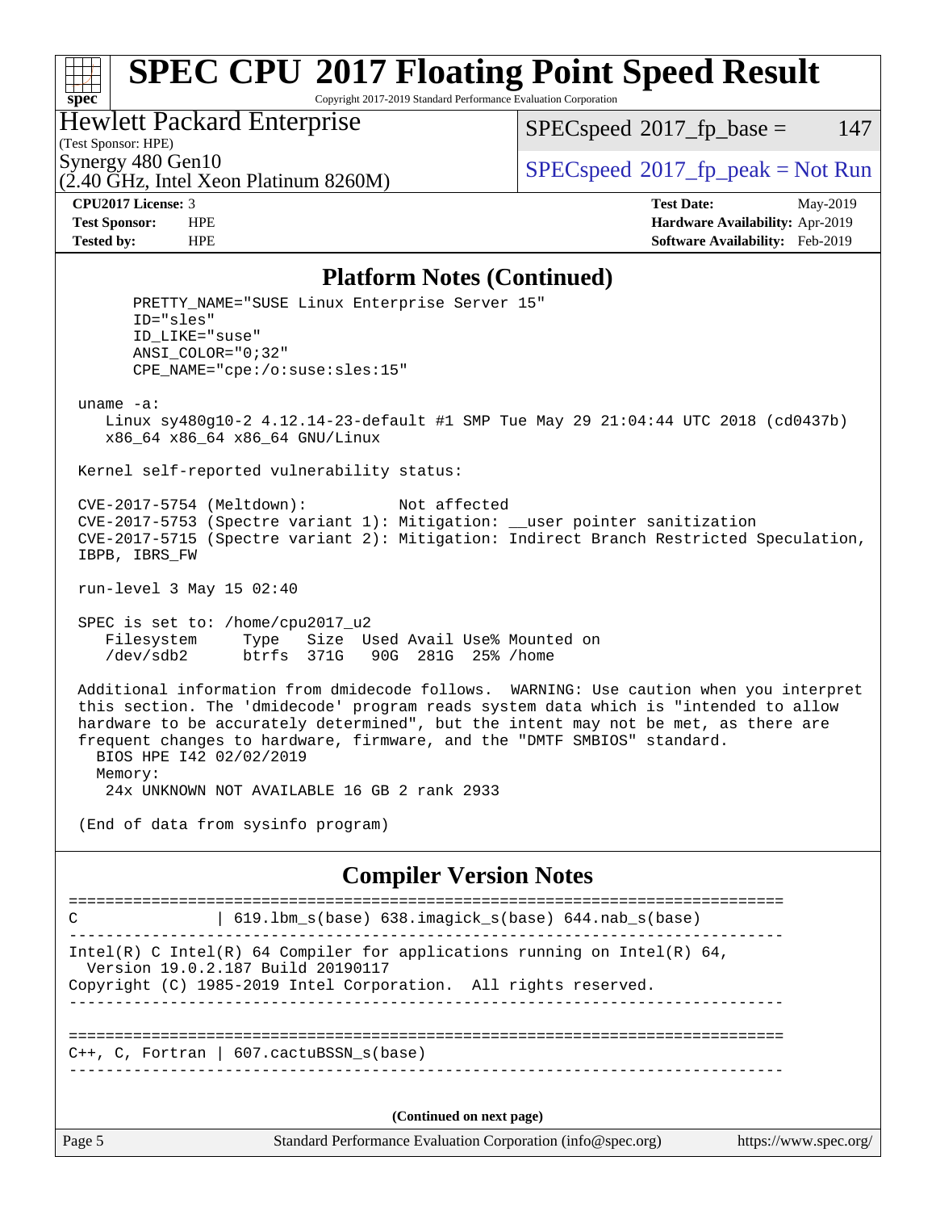# SPEC CPU 2017 Floating Point Speed Result

Copyright 2017-2019 Standard Performance Evaluation Corporation

**Hewlett Packard Enterprise**
(Test Sponsor: HPE)
Synergy 480 Gen10
(2.40 GHz, Intel Xeon Platinum 8260M)

SPECspeed 2017_fp_base = 147
SPECspeed 2017_fp_peak = Not Run

**CPU2017 License:** 3
**Test Sponsor:** HPE
**Tested by:** HPE

**Test Date:** May-2019
**Hardware Availability:** Apr-2019
**Software Availability:** Feb-2019

## Platform Notes (Continued)

```
      PRETTY_NAME="SUSE Linux Enterprise Server 15"
      ID="sles"
      ID_LIKE="suse"
      ANSI_COLOR="0;32"
      CPE_NAME="cpe:/o:suse:sles:15"

 uname -a:
    Linux sy480g10-2 4.12.14-23-default #1 SMP Tue May 29 21:04:44 UTC 2018 (cd0437b)
    x86_64 x86_64 x86_64 GNU/Linux

 Kernel self-reported vulnerability status:

 CVE-2017-5754 (Meltdown):          Not affected
 CVE-2017-5753 (Spectre variant 1): Mitigation: __user pointer sanitization
 CVE-2017-5715 (Spectre variant 2): Mitigation: Indirect Branch Restricted Speculation,
 IBPB, IBRS_FW

 run-level 3 May 15 02:40

 SPEC is set to: /home/cpu2017_u2
    Filesystem     Type   Size  Used Avail Use% Mounted on
    /dev/sdb2      btrfs  371G   90G  281G  25% /home

 Additional information from dmidecode follows.  WARNING: Use caution when you interpret
 this section. The 'dmidecode' program reads system data which is "intended to allow
 hardware to be accurately determined", but the intent may not be met, as there are
 frequent changes to hardware, firmware, and the "DMTF SMBIOS" standard.
   BIOS HPE I42 02/02/2019
   Memory:
    24x UNKNOWN NOT AVAILABLE 16 GB 2 rank 2933

 (End of data from sysinfo program)
```

## Compiler Version Notes

```
==============================================================================
C               | 619.lbm_s(base) 638.imagick_s(base) 644.nab_s(base)
------------------------------------------------------------------------------
Intel(R) C Intel(R) 64 Compiler for applications running on Intel(R) 64,
  Version 19.0.2.187 Build 20190117
Copyright (C) 1985-2019 Intel Corporation.  All rights reserved.
------------------------------------------------------------------------------

==============================================================================
C++, C, Fortran | 607.cactuBSSN_s(base)
------------------------------------------------------------------------------
```

(Continued on next page)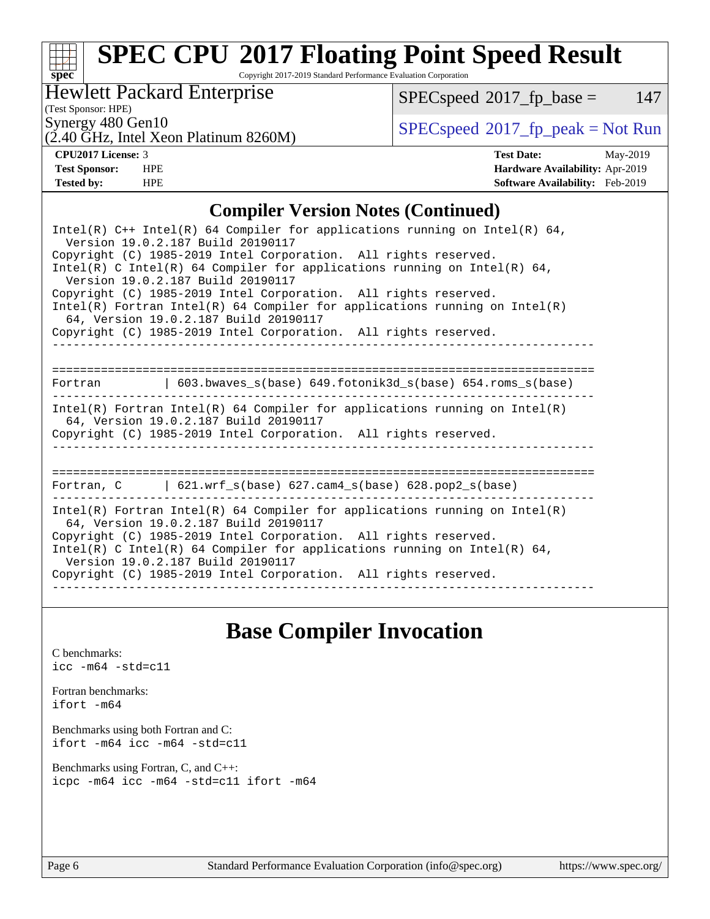# SPEC CPU 2017 Floating Point Speed Result

Copyright 2017-2019 Standard Performance Evaluation Corporation

**Hewlett Packard Enterprise**
(Test Sponsor: HPE)
Synergy 480 Gen10
(2.40 GHz, Intel Xeon Platinum 8260M)

SPECspeed 2017_fp_base = 147
SPECspeed 2017_fp_peak = Not Run

**CPU2017 License:** 3
**Test Sponsor:** HPE
**Tested by:** HPE

**Test Date:** May-2019
**Hardware Availability:** Apr-2019
**Software Availability:** Feb-2019

## Compiler Version Notes (Continued)

```
Intel(R) C++ Intel(R) 64 Compiler for applications running on Intel(R) 64,
  Version 19.0.2.187 Build 20190117
Copyright (C) 1985-2019 Intel Corporation.  All rights reserved.
Intel(R) C Intel(R) 64 Compiler for applications running on Intel(R) 64,
  Version 19.0.2.187 Build 20190117
Copyright (C) 1985-2019 Intel Corporation.  All rights reserved.
Intel(R) Fortran Intel(R) 64 Compiler for applications running on Intel(R)
  64, Version 19.0.2.187 Build 20190117
Copyright (C) 1985-2019 Intel Corporation.  All rights reserved.
------------------------------------------------------------------------------

==============================================================================
Fortran         | 603.bwaves_s(base) 649.fotonik3d_s(base) 654.roms_s(base)
------------------------------------------------------------------------------
Intel(R) Fortran Intel(R) 64 Compiler for applications running on Intel(R)
  64, Version 19.0.2.187 Build 20190117
Copyright (C) 1985-2019 Intel Corporation.  All rights reserved.
------------------------------------------------------------------------------

==============================================================================
Fortran, C      | 621.wrf_s(base) 627.cam4_s(base) 628.pop2_s(base)
------------------------------------------------------------------------------
Intel(R) Fortran Intel(R) 64 Compiler for applications running on Intel(R)
  64, Version 19.0.2.187 Build 20190117
Copyright (C) 1985-2019 Intel Corporation.  All rights reserved.
Intel(R) C Intel(R) 64 Compiler for applications running on Intel(R) 64,
  Version 19.0.2.187 Build 20190117
Copyright (C) 1985-2019 Intel Corporation.  All rights reserved.
------------------------------------------------------------------------------
```

## Base Compiler Invocation

C benchmarks:
`icc -m64 -std=c11`

Fortran benchmarks:
`ifort -m64`

Benchmarks using both Fortran and C:
`ifort -m64 icc -m64 -std=c11`

Benchmarks using Fortran, C, and C++:
`icpc -m64 icc -m64 -std=c11 ifort -m64`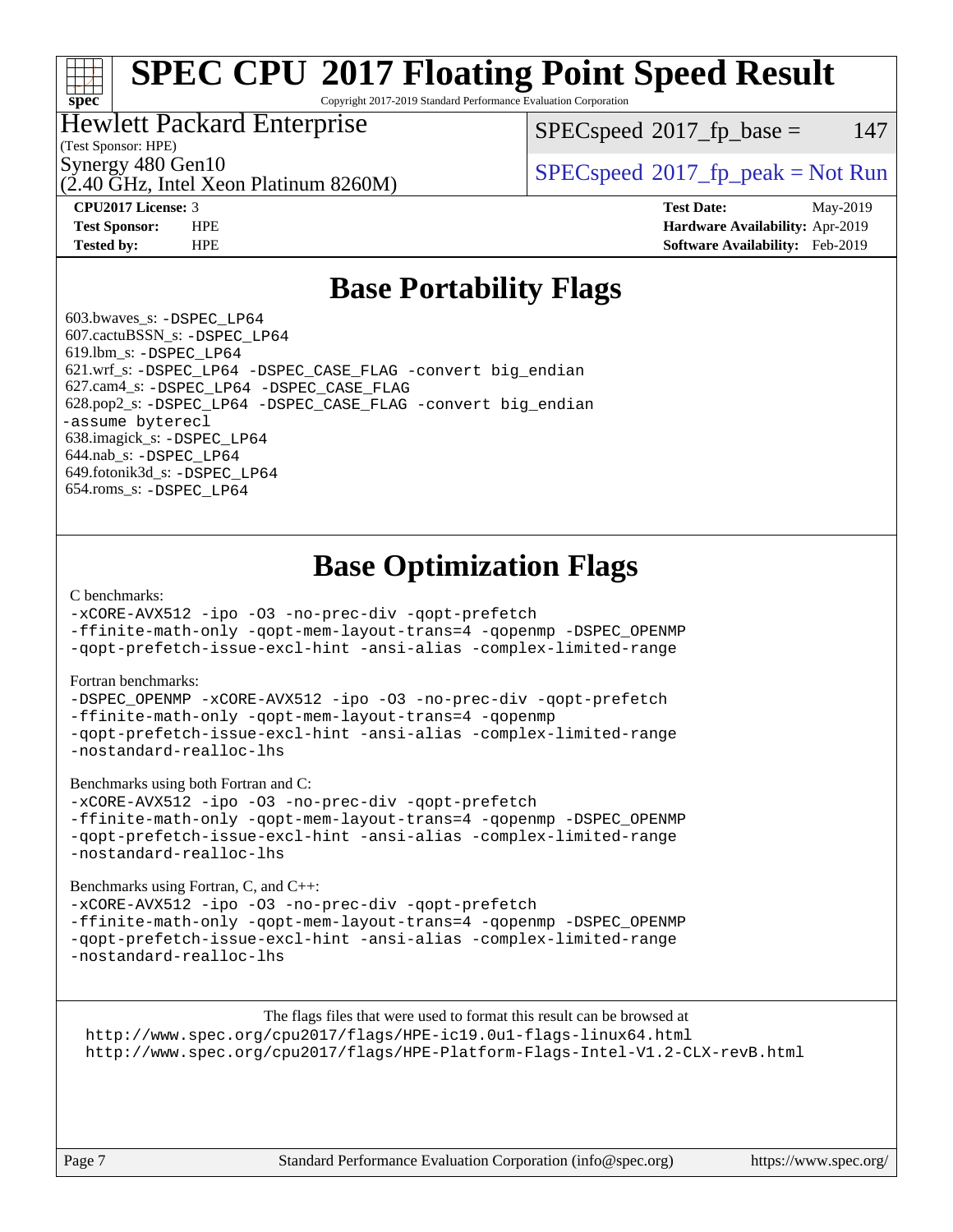# Base Portability Flags

603.bwaves_s: `-DSPEC_LP64`
607.cactuBSSN_s: `-DSPEC_LP64`
619.lbm_s: `-DSPEC_LP64`
621.wrf_s: `-DSPEC_LP64 -DSPEC_CASE_FLAG -convert big_endian`
627.cam4_s: `-DSPEC_LP64 -DSPEC_CASE_FLAG`
628.pop2_s: `-DSPEC_LP64 -DSPEC_CASE_FLAG -convert big_endian -assume byterecl`
638.imagick_s: `-DSPEC_LP64`
644.nab_s: `-DSPEC_LP64`
649.fotonik3d_s: `-DSPEC_LP64`
654.roms_s: `-DSPEC_LP64`

# Base Optimization Flags

C benchmarks:

```
-xCORE-AVX512 -ipo -O3 -no-prec-div -qopt-prefetch
-ffinite-math-only -qopt-mem-layout-trans=4 -qopenmp -DSPEC_OPENMP
-qopt-prefetch-issue-excl-hint -ansi-alias -complex-limited-range
```

Fortran benchmarks:

```
-DSPEC_OPENMP -xCORE-AVX512 -ipo -O3 -no-prec-div -qopt-prefetch
-ffinite-math-only -qopt-mem-layout-trans=4 -qopenmp
-qopt-prefetch-issue-excl-hint -ansi-alias -complex-limited-range
-nostandard-realloc-lhs
```

Benchmarks using both Fortran and C:

```
-xCORE-AVX512 -ipo -O3 -no-prec-div -qopt-prefetch
-ffinite-math-only -qopt-mem-layout-trans=4 -qopenmp -DSPEC_OPENMP
-qopt-prefetch-issue-excl-hint -ansi-alias -complex-limited-range
-nostandard-realloc-lhs
```

Benchmarks using Fortran, C, and C++:

```
-xCORE-AVX512 -ipo -O3 -no-prec-div -qopt-prefetch
-ffinite-math-only -qopt-mem-layout-trans=4 -qopenmp -DSPEC_OPENMP
-qopt-prefetch-issue-excl-hint -ansi-alias -complex-limited-range
-nostandard-realloc-lhs
```

The flags files that were used to format this result can be browsed at
http://www.spec.org/cpu2017/flags/HPE-ic19.0u1-flags-linux64.html
http://www.spec.org/cpu2017/flags/HPE-Platform-Flags-Intel-V1.2-CLX-revB.html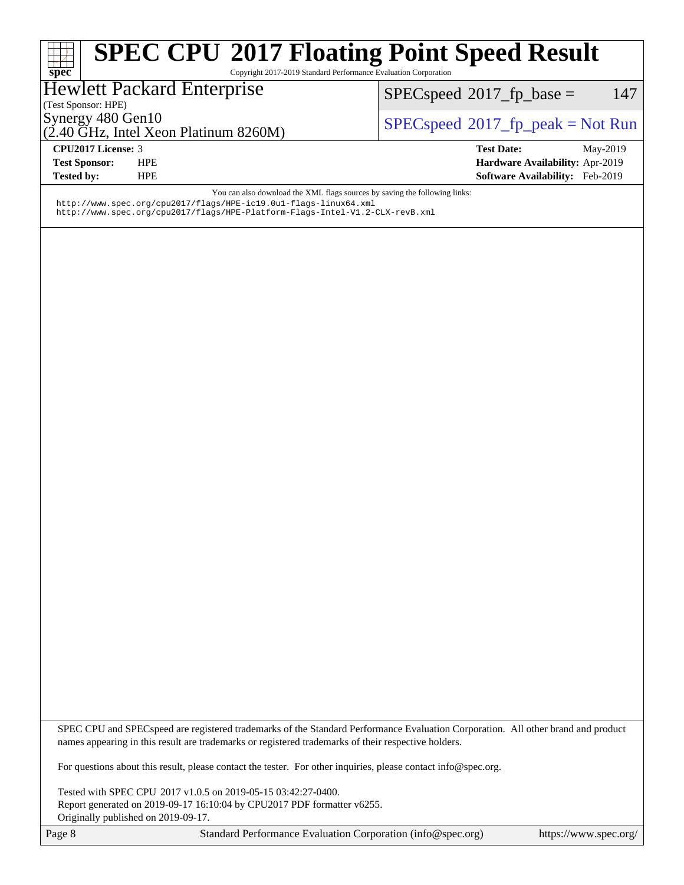# SPEC CPU 2017 Floating Point Speed Result

Copyright 2017-2019 Standard Performance Evaluation Corporation

Hewlett Packard Enterprise
(Test Sponsor: HPE)

Synergy 480 Gen10
(2.40 GHz, Intel Xeon Platinum 8260M)

SPECspeed 2017_fp_base = 147

SPECspeed 2017_fp_peak = Not Run

**CPU2017 License:** 3
**Test Sponsor:** HPE
**Tested by:** HPE

**Test Date:** May-2019
**Hardware Availability:** Apr-2019
**Software Availability:** Feb-2019

You can also download the XML flags sources by saving the following links:

```
http://www.spec.org/cpu2017/flags/HPE-ic19.0u1-flags-linux64.xml
http://www.spec.org/cpu2017/flags/HPE-Platform-Flags-Intel-V1.2-CLX-revB.xml
```

SPEC CPU and SPECspeed are registered trademarks of the Standard Performance Evaluation Corporation. All other brand and product names appearing in this result are trademarks or registered trademarks of their respective holders.

For questions about this result, please contact the tester. For other inquiries, please contact info@spec.org.

Tested with SPEC CPU 2017 v1.0.5 on 2019-05-15 03:42:27-0400.
Report generated on 2019-09-17 16:10:04 by CPU2017 PDF formatter v6255.
Originally published on 2019-09-17.